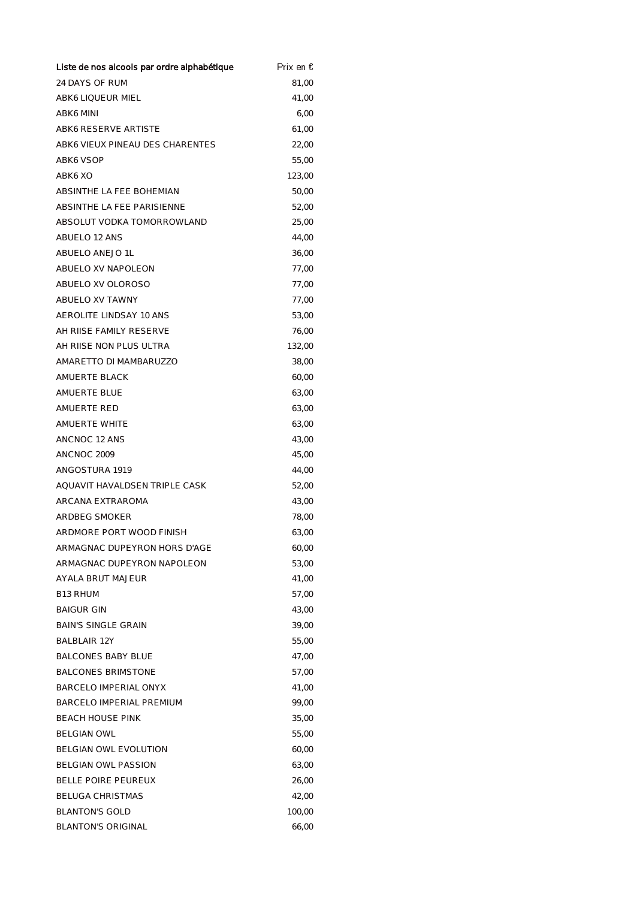| Liste de nos alcools par ordre alphabétique | Prix en € |
|---|---|
| 24 DAYS OF RUM | 81,00 |
| ABK6 LIQUEUR MIEL | 41,00 |
| ABK6 MINI | 6,00 |
| ABK6 RESERVE ARTISTE | 61,00 |
| ABK6 VIEUX PINEAU DES CHARENTES | 22,00 |
| ABK6 VSOP | 55,00 |
| ABK6 XO | 123,00 |
| ABSINTHE LA FEE BOHEMIAN | 50,00 |
| ABSINTHE LA FEE PARISIENNE | 52,00 |
| ABSOLUT VODKA TOMORROWLAND | 25,00 |
| ABUELO 12 ANS | 44,00 |
| ABUELO ANEJO 1L | 36,00 |
| ABUELO XV NAPOLEON | 77,00 |
| ABUELO XV OLOROSO | 77,00 |
| ABUELO XV TAWNY | 77,00 |
| AEROLITE LINDSAY 10 ANS | 53,00 |
| AH RIISE FAMILY RESERVE | 76,00 |
| AH RIISE NON PLUS ULTRA | 132,00 |
| AMARETTO DI MAMBARUZZO | 38,00 |
| AMUERTE BLACK | 60,00 |
| AMUERTE BLUE | 63,00 |
| AMUERTE RED | 63,00 |
| AMUERTE WHITE | 63,00 |
| ANCNOC 12 ANS | 43,00 |
| ANCNOC 2009 | 45,00 |
| ANGOSTURA 1919 | 44,00 |
| AQUAVIT HAVALDSEN TRIPLE CASK | 52,00 |
| ARCANA EXTRAROMA | 43,00 |
| ARDBEG SMOKER | 78,00 |
| ARDMORE PORT WOOD FINISH | 63,00 |
| ARMAGNAC DUPEYRON HORS D'AGE | 60,00 |
| ARMAGNAC DUPEYRON NAPOLEON | 53,00 |
| AYALA BRUT MAJEUR | 41,00 |
| B13 RHUM | 57,00 |
| BAIGUR GIN | 43,00 |
| BAIN'S SINGLE GRAIN | 39,00 |
| BALBLAIR 12Y | 55,00 |
| BALCONES BABY BLUE | 47,00 |
| BALCONES BRIMSTONE | 57,00 |
| BARCELO IMPERIAL ONYX | 41,00 |
| BARCELO IMPERIAL PREMIUM | 99,00 |
| BEACH HOUSE PINK | 35,00 |
| BELGIAN OWL | 55,00 |
| BELGIAN OWL EVOLUTION | 60,00 |
| BELGIAN OWL PASSION | 63,00 |
| BELLE POIRE PEUREUX | 26,00 |
| BELUGA CHRISTMAS | 42,00 |
| BLANTON'S GOLD | 100,00 |
| BLANTON'S ORIGINAL | 66,00 |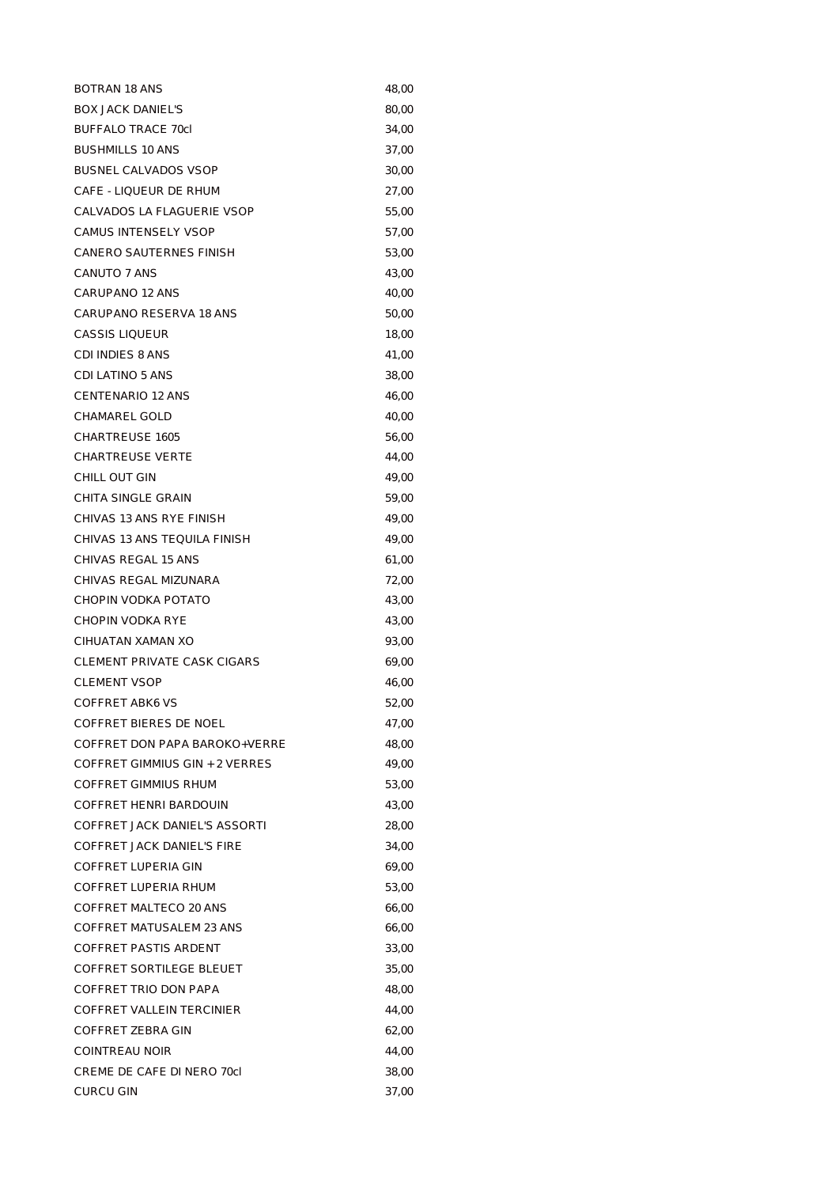| | |
|---|---|
| BOTRAN 18 ANS | 48,00 |
| BOX JACK DANIEL'S | 80,00 |
| BUFFALO TRACE 70cl | 34,00 |
| BUSHMILLS 10 ANS | 37,00 |
| BUSNEL CALVADOS VSOP | 30,00 |
| CAFE - LIQUEUR DE RHUM | 27,00 |
| CALVADOS LA FLAGUERIE VSOP | 55,00 |
| CAMUS INTENSELY VSOP | 57,00 |
| CANERO SAUTERNES FINISH | 53,00 |
| CANUTO 7 ANS | 43,00 |
| CARUPANO 12 ANS | 40,00 |
| CARUPANO RESERVA 18 ANS | 50,00 |
| CASSIS LIQUEUR | 18,00 |
| CDI INDIES 8 ANS | 41,00 |
| CDI LATINO 5 ANS | 38,00 |
| CENTENARIO 12 ANS | 46,00 |
| CHAMAREL GOLD | 40,00 |
| CHARTREUSE 1605 | 56,00 |
| CHARTREUSE VERTE | 44,00 |
| CHILL OUT GIN | 49,00 |
| CHITA SINGLE GRAIN | 59,00 |
| CHIVAS 13 ANS RYE FINISH | 49,00 |
| CHIVAS 13 ANS TEQUILA FINISH | 49,00 |
| CHIVAS REGAL 15 ANS | 61,00 |
| CHIVAS REGAL MIZUNARA | 72,00 |
| CHOPIN VODKA POTATO | 43,00 |
| CHOPIN VODKA RYE | 43,00 |
| CIHUATAN XAMAN XO | 93,00 |
| CLEMENT PRIVATE CASK CIGARS | 69,00 |
| CLEMENT VSOP | 46,00 |
| COFFRET ABK6 VS | 52,00 |
| COFFRET BIERES DE NOEL | 47,00 |
| COFFRET DON PAPA BAROKO+VERRE | 48,00 |
| COFFRET GIMMIUS GIN + 2 VERRES | 49,00 |
| COFFRET GIMMIUS RHUM | 53,00 |
| COFFRET HENRI BARDOUIN | 43,00 |
| COFFRET JACK DANIEL'S ASSORTI | 28,00 |
| COFFRET JACK DANIEL'S FIRE | 34,00 |
| COFFRET LUPERIA GIN | 69,00 |
| COFFRET LUPERIA RHUM | 53,00 |
| COFFRET MALTECO 20 ANS | 66,00 |
| COFFRET MATUSALEM 23 ANS | 66,00 |
| COFFRET PASTIS ARDENT | 33,00 |
| COFFRET SORTILEGE BLEUET | 35,00 |
| COFFRET TRIO DON PAPA | 48,00 |
| COFFRET VALLEIN TERCINIER | 44,00 |
| COFFRET ZEBRA GIN | 62,00 |
| COINTREAU NOIR | 44,00 |
| CREME DE CAFE DI NERO 70cl | 38,00 |
| CURCU GIN | 37,00 |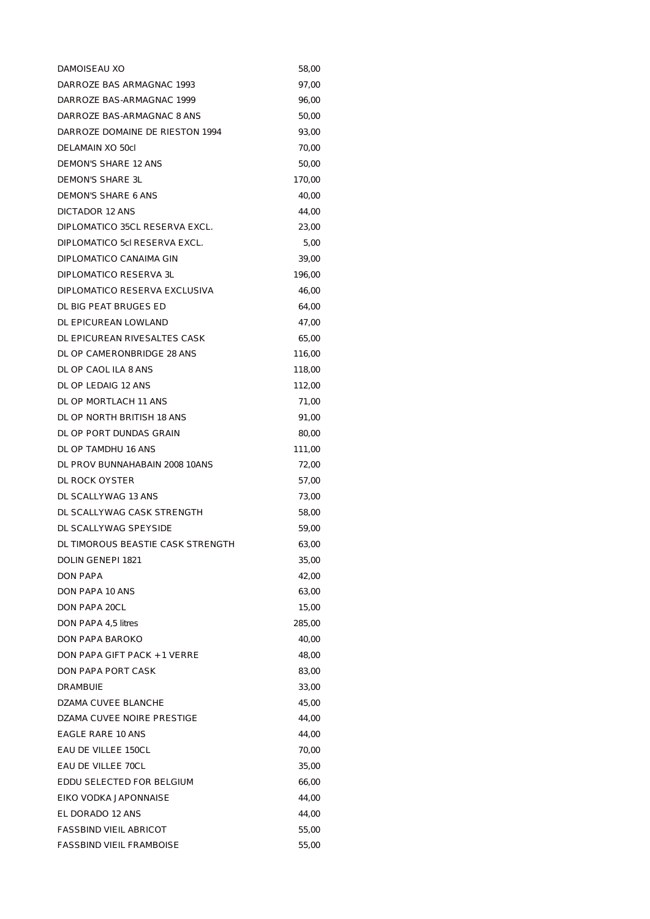| | |
|---|---|
| DAMOISEAU XO | 58,00 |
| DARROZE BAS ARMAGNAC 1993 | 97,00 |
| DARROZE BAS-ARMAGNAC 1999 | 96,00 |
| DARROZE BAS-ARMAGNAC 8 ANS | 50,00 |
| DARROZE DOMAINE DE RIESTON 1994 | 93,00 |
| DELAMAIN XO 50cl | 70,00 |
| DEMON'S SHARE 12 ANS | 50,00 |
| DEMON'S SHARE 3L | 170,00 |
| DEMON'S SHARE 6 ANS | 40,00 |
| DICTADOR 12 ANS | 44,00 |
| DIPLOMATICO 35CL RESERVA EXCL. | 23,00 |
| DIPLOMATICO 5cl RESERVA EXCL. | 5,00 |
| DIPLOMATICO CANAIMA GIN | 39,00 |
| DIPLOMATICO RESERVA 3L | 196,00 |
| DIPLOMATICO RESERVA EXCLUSIVA | 46,00 |
| DL BIG PEAT BRUGES ED | 64,00 |
| DL EPICUREAN LOWLAND | 47,00 |
| DL EPICUREAN RIVESALTES CASK | 65,00 |
| DL OP CAMERONBRIDGE 28 ANS | 116,00 |
| DL OP CAOL ILA 8 ANS | 118,00 |
| DL OP LEDAIG 12 ANS | 112,00 |
| DL OP MORTLACH 11 ANS | 71,00 |
| DL OP NORTH BRITISH 18 ANS | 91,00 |
| DL OP PORT DUNDAS GRAIN | 80,00 |
| DL OP TAMDHU 16 ANS | 111,00 |
| DL PROV BUNNAHABAIN 2008 10ANS | 72,00 |
| DL ROCK OYSTER | 57,00 |
| DL SCALLYWAG 13 ANS | 73,00 |
| DL SCALLYWAG CASK STRENGTH | 58,00 |
| DL SCALLYWAG SPEYSIDE | 59,00 |
| DL TIMOROUS BEASTIE CASK STRENGTH | 63,00 |
| DOLIN GENEPI 1821 | 35,00 |
| DON PAPA | 42,00 |
| DON PAPA 10 ANS | 63,00 |
| DON PAPA 20CL | 15,00 |
| DON PAPA 4,5 litres | 285,00 |
| DON PAPA BAROKO | 40,00 |
| DON PAPA GIFT PACK +1 VERRE | 48,00 |
| DON PAPA PORT CASK | 83,00 |
| DRAMBUIE | 33,00 |
| DZAMA CUVEE BLANCHE | 45,00 |
| DZAMA CUVEE NOIRE PRESTIGE | 44,00 |
| EAGLE RARE 10 ANS | 44,00 |
| EAU DE VILLEE 150CL | 70,00 |
| EAU DE VILLEE 70CL | 35,00 |
| EDDU SELECTED FOR BELGIUM | 66,00 |
| EIKO VODKA JAPONNAISE | 44,00 |
| EL DORADO 12 ANS | 44,00 |
| FASSBIND VIEIL ABRICOT | 55,00 |
| FASSBIND VIEIL FRAMBOISE | 55,00 |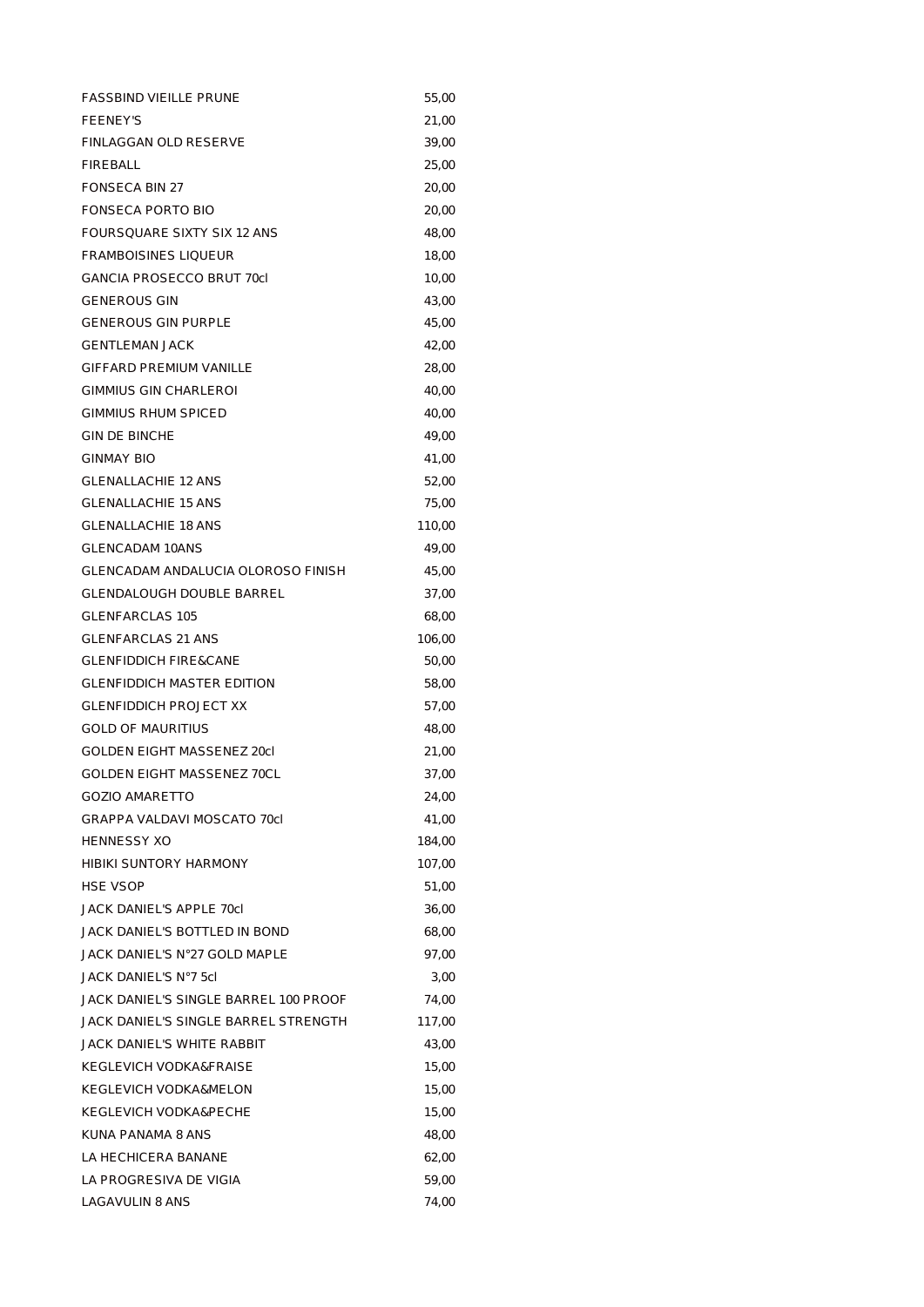| | |
|---|---|
| FASSBIND VIEILLE PRUNE | 55,00 |
| FEENEY'S | 21,00 |
| FINLAGGAN OLD RESERVE | 39,00 |
| FIREBALL | 25,00 |
| FONSECA BIN 27 | 20,00 |
| FONSECA PORTO BIO | 20,00 |
| FOURSQUARE SIXTY SIX 12 ANS | 48,00 |
| FRAMBOISINES LIQUEUR | 18,00 |
| GANCIA PROSECCO BRUT 70cl | 10,00 |
| GENEROUS GIN | 43,00 |
| GENEROUS GIN PURPLE | 45,00 |
| GENTLEMAN JACK | 42,00 |
| GIFFARD PREMIUM VANILLE | 28,00 |
| GIMMIUS GIN CHARLEROI | 40,00 |
| GIMMIUS RHUM SPICED | 40,00 |
| GIN DE BINCHE | 49,00 |
| GINMAY BIO | 41,00 |
| GLENALLACHIE 12 ANS | 52,00 |
| GLENALLACHIE 15 ANS | 75,00 |
| GLENALLACHIE 18 ANS | 110,00 |
| GLENCADAM 10ANS | 49,00 |
| GLENCADAM ANDALUCIA OLOROSO FINISH | 45,00 |
| GLENDALOUGH DOUBLE BARREL | 37,00 |
| GLENFARCLAS 105 | 68,00 |
| GLENFARCLAS 21 ANS | 106,00 |
| GLENFIDDICH FIRE&CANE | 50,00 |
| GLENFIDDICH MASTER EDITION | 58,00 |
| GLENFIDDICH PROJECT XX | 57,00 |
| GOLD OF MAURITIUS | 48,00 |
| GOLDEN EIGHT MASSENEZ 20cl | 21,00 |
| GOLDEN EIGHT MASSENEZ 70CL | 37,00 |
| GOZIO AMARETTO | 24,00 |
| GRAPPA VALDAVI MOSCATO 70cl | 41,00 |
| HENNESSY XO | 184,00 |
| HIBIKI SUNTORY HARMONY | 107,00 |
| HSE VSOP | 51,00 |
| JACK DANIEL'S APPLE 70cl | 36,00 |
| JACK DANIEL'S BOTTLED IN BOND | 68,00 |
| JACK DANIEL'S N°27 GOLD MAPLE | 97,00 |
| JACK DANIEL'S N°7 5cl | 3,00 |
| JACK DANIEL'S SINGLE BARREL 100 PROOF | 74,00 |
| JACK DANIEL'S SINGLE BARREL STRENGTH | 117,00 |
| JACK DANIEL'S WHITE RABBIT | 43,00 |
| KEGLEVICH VODKA&FRAISE | 15,00 |
| KEGLEVICH VODKA&MELON | 15,00 |
| KEGLEVICH VODKA&PECHE | 15,00 |
| KUNA PANAMA 8 ANS | 48,00 |
| LA HECHICERA BANANE | 62,00 |
| LA PROGRESIVA DE VIGIA | 59,00 |
| LAGAVULIN 8 ANS | 74,00 |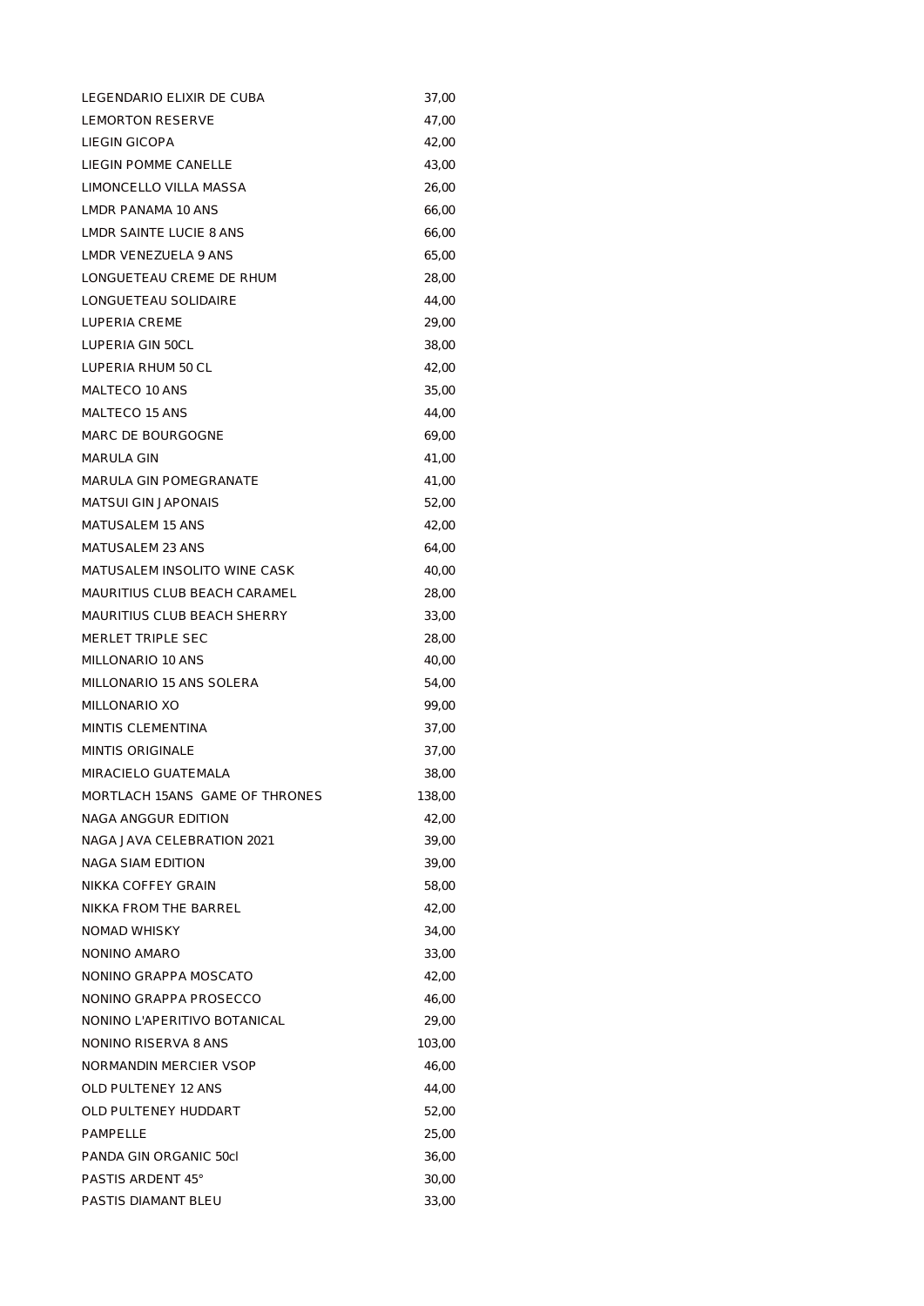| | |
|---|---|
| LEGENDARIO ELIXIR DE CUBA | 37,00 |
| LEMORTON RESERVE | 47,00 |
| LIEGIN GICOPA | 42,00 |
| LIEGIN POMME CANELLE | 43,00 |
| LIMONCELLO VILLA MASSA | 26,00 |
| LMDR PANAMA 10 ANS | 66,00 |
| LMDR SAINTE LUCIE 8 ANS | 66,00 |
| LMDR VENEZUELA 9 ANS | 65,00 |
| LONGUETEAU CREME DE RHUM | 28,00 |
| LONGUETEAU SOLIDAIRE | 44,00 |
| LUPERIA CREME | 29,00 |
| LUPERIA GIN 50CL | 38,00 |
| LUPERIA RHUM 50 CL | 42,00 |
| MALTECO 10 ANS | 35,00 |
| MALTECO 15 ANS | 44,00 |
| MARC DE BOURGOGNE | 69,00 |
| MARULA GIN | 41,00 |
| MARULA GIN POMEGRANATE | 41,00 |
| MATSUI GIN JAPONAIS | 52,00 |
| MATUSALEM 15 ANS | 42,00 |
| MATUSALEM 23 ANS | 64,00 |
| MATUSALEM INSOLITO WINE CASK | 40,00 |
| MAURITIUS CLUB BEACH CARAMEL | 28,00 |
| MAURITIUS CLUB BEACH SHERRY | 33,00 |
| MERLET TRIPLE SEC | 28,00 |
| MILLONARIO 10 ANS | 40,00 |
| MILLONARIO 15 ANS SOLERA | 54,00 |
| MILLONARIO XO | 99,00 |
| MINTIS CLEMENTINA | 37,00 |
| MINTIS ORIGINALE | 37,00 |
| MIRACIELO GUATEMALA | 38,00 |
| MORTLACH 15ANS GAME OF THRONES | 138,00 |
| NAGA ANGGUR EDITION | 42,00 |
| NAGA JAVA CELEBRATION 2021 | 39,00 |
| NAGA SIAM EDITION | 39,00 |
| NIKKA COFFEY GRAIN | 58,00 |
| NIKKA FROM THE BARREL | 42,00 |
| NOMAD WHISKY | 34,00 |
| NONINO AMARO | 33,00 |
| NONINO GRAPPA MOSCATO | 42,00 |
| NONINO GRAPPA PROSECCO | 46,00 |
| NONINO L'APERITIVO BOTANICAL | 29,00 |
| NONINO RISERVA 8 ANS | 103,00 |
| NORMANDIN MERCIER VSOP | 46,00 |
| OLD PULTENEY 12 ANS | 44,00 |
| OLD PULTENEY HUDDART | 52,00 |
| PAMPELLE | 25,00 |
| PANDA GIN ORGANIC 50cl | 36,00 |
| PASTIS ARDENT 45° | 30,00 |
| PASTIS DIAMANT BLEU | 33,00 |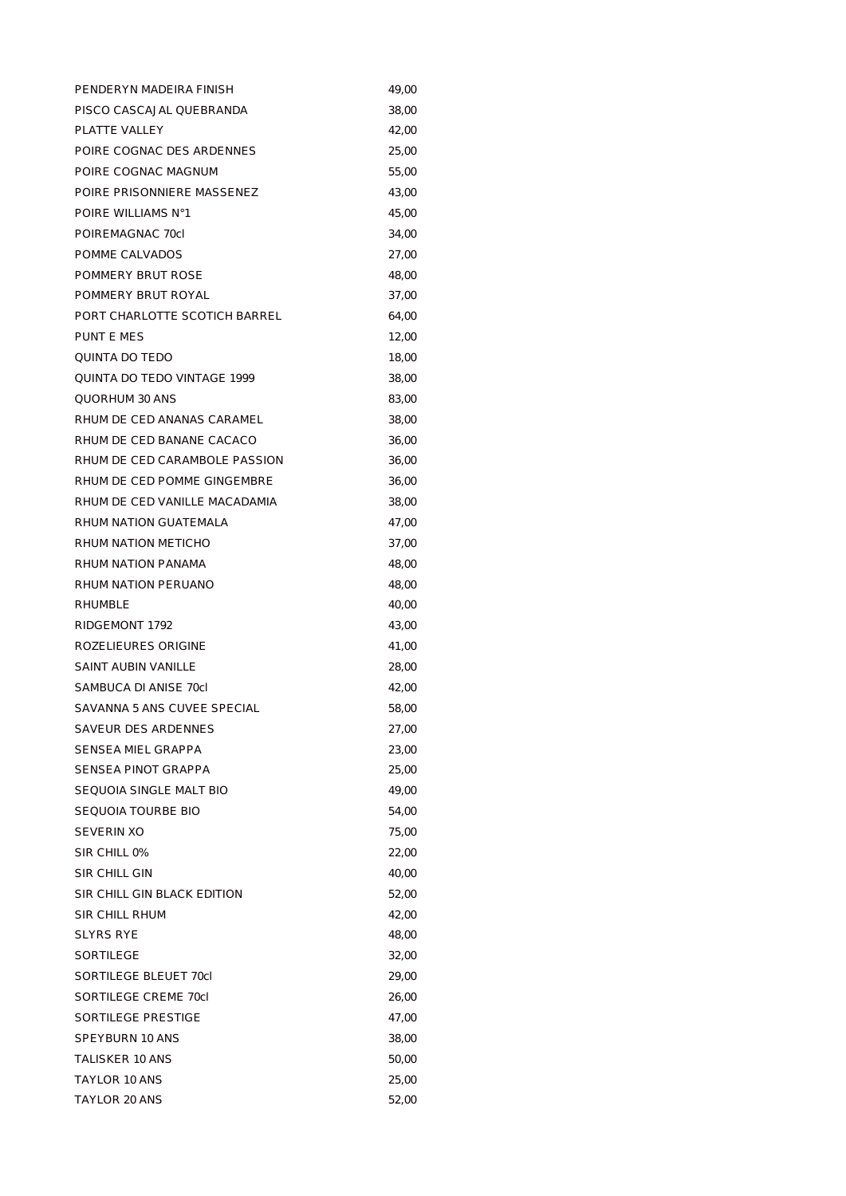| | |
|---|---|
| PENDERYN MADEIRA FINISH | 49,00 |
| PISCO CASCAJAL QUEBRANDA | 38,00 |
| PLATTE VALLEY | 42,00 |
| POIRE COGNAC DES ARDENNES | 25,00 |
| POIRE COGNAC MAGNUM | 55,00 |
| POIRE PRISONNIERE MASSENEZ | 43,00 |
| POIRE WILLIAMS N°1 | 45,00 |
| POIREMAGNAC 70cl | 34,00 |
| POMME CALVADOS | 27,00 |
| POMMERY BRUT ROSE | 48,00 |
| POMMERY BRUT ROYAL | 37,00 |
| PORT CHARLOTTE SCOTICH BARREL | 64,00 |
| PUNT E MES | 12,00 |
| QUINTA DO TEDO | 18,00 |
| QUINTA DO TEDO VINTAGE 1999 | 38,00 |
| QUORHUM 30 ANS | 83,00 |
| RHUM DE CED ANANAS CARAMEL | 38,00 |
| RHUM DE CED BANANE CACACO | 36,00 |
| RHUM DE CED CARAMBOLE PASSION | 36,00 |
| RHUM DE CED POMME GINGEMBRE | 36,00 |
| RHUM DE CED VANILLE MACADAMIA | 38,00 |
| RHUM NATION GUATEMALA | 47,00 |
| RHUM NATION METICHO | 37,00 |
| RHUM NATION PANAMA | 48,00 |
| RHUM NATION PERUANO | 48,00 |
| RHUMBLE | 40,00 |
| RIDGEMONT 1792 | 43,00 |
| ROZELIEURES ORIGINE | 41,00 |
| SAINT AUBIN VANILLE | 28,00 |
| SAMBUCA DI ANISE 70cl | 42,00 |
| SAVANNA 5 ANS CUVEE SPECIAL | 58,00 |
| SAVEUR DES ARDENNES | 27,00 |
| SENSEA MIEL GRAPPA | 23,00 |
| SENSEA PINOT GRAPPA | 25,00 |
| SEQUOIA SINGLE MALT BIO | 49,00 |
| SEQUOIA TOURBE BIO | 54,00 |
| SEVERIN XO | 75,00 |
| SIR CHILL 0% | 22,00 |
| SIR CHILL GIN | 40,00 |
| SIR CHILL GIN BLACK EDITION | 52,00 |
| SIR CHILL RHUM | 42,00 |
| SLYRS RYE | 48,00 |
| SORTILEGE | 32,00 |
| SORTILEGE BLEUET 70cl | 29,00 |
| SORTILEGE CREME 70cl | 26,00 |
| SORTILEGE PRESTIGE | 47,00 |
| SPEYBURN 10 ANS | 38,00 |
| TALISKER 10 ANS | 50,00 |
| TAYLOR 10 ANS | 25,00 |
| TAYLOR 20 ANS | 52,00 |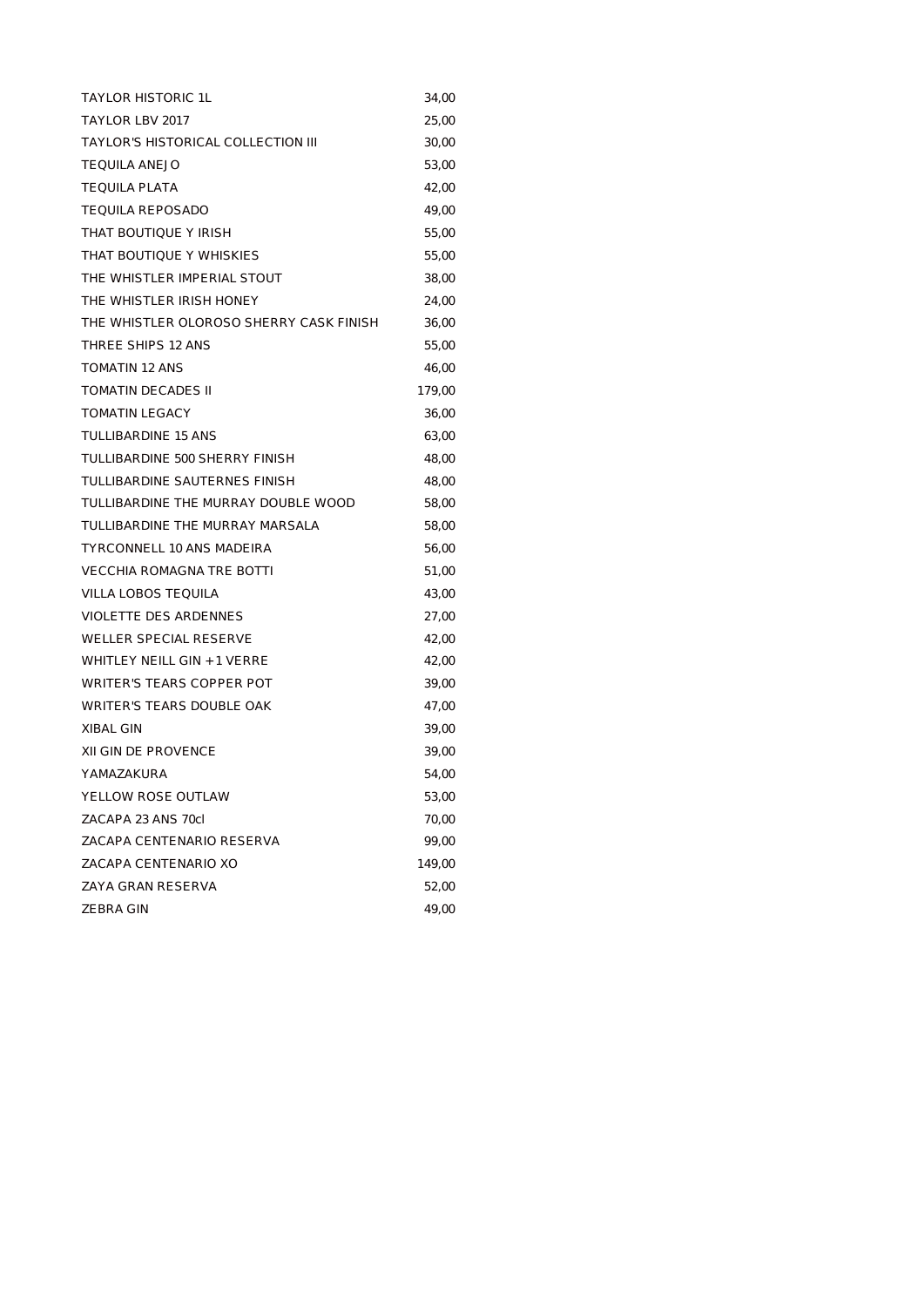| | |
|---|---|
| TAYLOR HISTORIC 1L | 34,00 |
| TAYLOR LBV 2017 | 25,00 |
| TAYLOR'S HISTORICAL COLLECTION III | 30,00 |
| TEQUILA ANEJ O | 53,00 |
| TEQUILA PLATA | 42,00 |
| TEQUILA REPOSADO | 49,00 |
| THAT BOUTIQUE Y IRISH | 55,00 |
| THAT BOUTIQUE Y WHISKIES | 55,00 |
| THE WHISTLER IMPERIAL STOUT | 38,00 |
| THE WHISTLER IRISH HONEY | 24,00 |
| THE WHISTLER OLOROSO SHERRY CASK FINISH | 36,00 |
| THREE SHIPS 12 ANS | 55,00 |
| TOMATIN 12 ANS | 46,00 |
| TOMATIN DECADES II | 179,00 |
| TOMATIN LEGACY | 36,00 |
| TULLIBARDINE 15 ANS | 63,00 |
| TULLIBARDINE 500 SHERRY FINISH | 48,00 |
| TULLIBARDINE SAUTERNES FINISH | 48,00 |
| TULLIBARDINE THE MURRAY DOUBLE WOOD | 58,00 |
| TULLIBARDINE THE MURRAY MARSALA | 58,00 |
| TYRCONNELL 10 ANS MADEIRA | 56,00 |
| VECCHIA ROMAGNA TRE BOTTI | 51,00 |
| VILLA LOBOS TEQUILA | 43,00 |
| VIOLETTE DES ARDENNES | 27,00 |
| WELLER SPECIAL RESERVE | 42,00 |
| WHITLEY NEILL GIN +1 VERRE | 42,00 |
| WRITER'S TEARS COPPER POT | 39,00 |
| WRITER'S TEARS DOUBLE OAK | 47,00 |
| XIBAL GIN | 39,00 |
| XII GIN DE PROVENCE | 39,00 |
| YAMAZAKURA | 54,00 |
| YELLOW ROSE OUTLAW | 53,00 |
| ZACAPA 23 ANS 70cl | 70,00 |
| ZACAPA CENTENARIO RESERVA | 99,00 |
| ZACAPA CENTENARIO XO | 149,00 |
| ZAYA GRAN RESERVA | 52,00 |
| ZEBRA GIN | 49,00 |